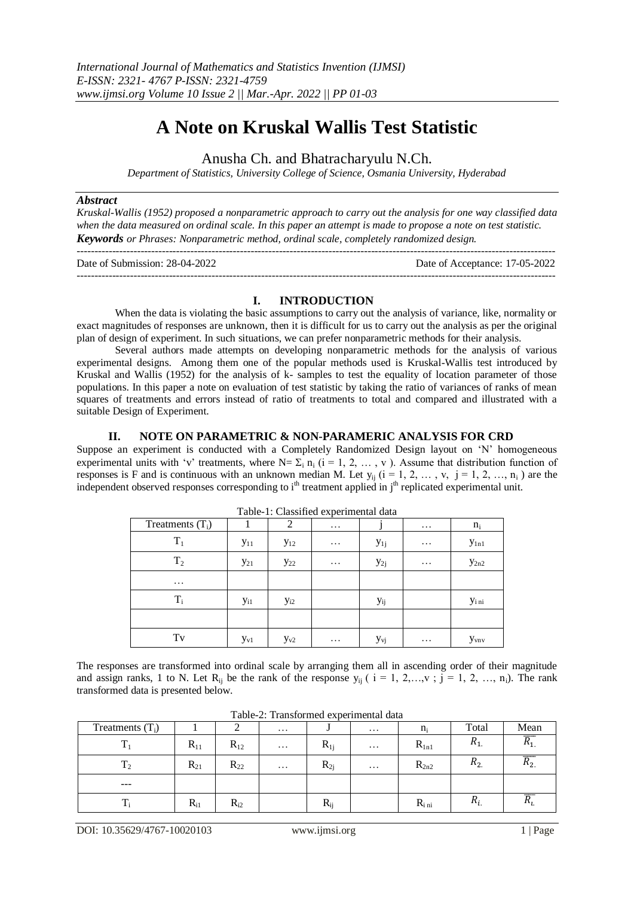# A Note on Kruskal Wallis Test Statistic

Anusha Ch. and Bhatracharyulu N.Ch.

*Department of Statistics, University College of Science, Osmania University, Hyderabad*

### *Abstract*

*Kruskal-Wallis (1952) proposed a nonparametric approach to carry out the analysis for one way classified data when the data measured on ordinal scale. In this paper an attempt is made to propose a note on test statistic.*

***Keywords*** *or Phrases: Nonparametric method, ordinal scale, completely randomized design.*

Date of Submission: 28-04-2022 Date of Acceptance: 17-05-2022

## I. INTRODUCTION

When the data is violating the basic assumptions to carry out the analysis of variance, like, normality or exact magnitudes of responses are unknown, then it is difficult for us to carry out the analysis as per the original plan of design of experiment. In such situations, we can prefer nonparametric methods for their analysis.

Several authors made attempts on developing nonparametric methods for the analysis of various experimental designs. Among them one of the popular methods used is Kruskal-Wallis test introduced by Kruskal and Wallis (1952) for the analysis of k- samples to test the equality of location parameter of those populations. In this paper a note on evaluation of test statistic by taking the ratio of variances of ranks of mean squares of treatments and errors instead of ratio of treatments to total and compared and illustrated with a suitable Design of Experiment.

## II. NOTE ON PARAMETRIC & NON-PARAMERIC ANALYSIS FOR CRD

Suppose an experiment is conducted with a Completely Randomized Design layout on 'N' homogeneous experimental units with 'v' treatments, where $N= \Sigma_i n_i$ ($i = 1, 2, \dots, v$). Assume that distribution function of responses is F and is continuous with an unknown median M. Let $y_{ij}$ ($i = 1, 2, \dots, v$, $j = 1, 2, \dots, n_i$) are the independent observed responses corresponding to $i^{th}$ treatment applied in $j^{th}$ replicated experimental unit.

Table-1: Classified experimental data

| Treatments ($T_i$) | 1 | 2 | … | j | … | $n_i$ |
|---|---|---|---|---|---|---|
| $T_1$ | $y_{11}$ | $y_{12}$ | … | $y_{1j}$ | … | $y_{1n1}$ |
| $T_2$ | $y_{21}$ | $y_{22}$ | … | $y_{2j}$ | … | $y_{2n2}$ |
| … | | | | | | |
| $T_i$ | $y_{i1}$ | $y_{i2}$ | | $y_{ij}$ | | $y_{i\,ni}$ |
| | | | | | | |
| Tv | $y_{v1}$ | $y_{v2}$ | … | $y_{vj}$ | … | $y_{vnv}$ |

The responses are transformed into ordinal scale by arranging them all in ascending order of their magnitude and assign ranks, 1 to N. Let $R_{ij}$ be the rank of the response $y_{ij}$ ( $i = 1, 2,\dots,v$ ; $j = 1, 2, \dots, n_i$). The rank transformed data is presented below.

Table-2: Transformed experimental data

| Treatments ($T_i$) | 1 | 2 | … | J | … | $n_i$ | Total | Mean |
|---|---|---|---|---|---|---|---|---|
| $T_1$ | $R_{11}$ | $R_{12}$ | … | $R_{1j}$ | … | $R_{1n1}$ | $R_{1.}$ | $\overline{R_{1.}}$ |
| $T_2$ | $R_{21}$ | $R_{22}$ | … | $R_{2j}$ | … | $R_{2n2}$ | $R_{2.}$ | $\overline{R_{2.}}$ |
| --- | | | | | | | | |
| $T_i$ | $R_{i1}$ | $R_{i2}$ | | $R_{ij}$ | | $R_{i\,ni}$ | $R_{i.}$ | $\overline{R_{i.}}$ |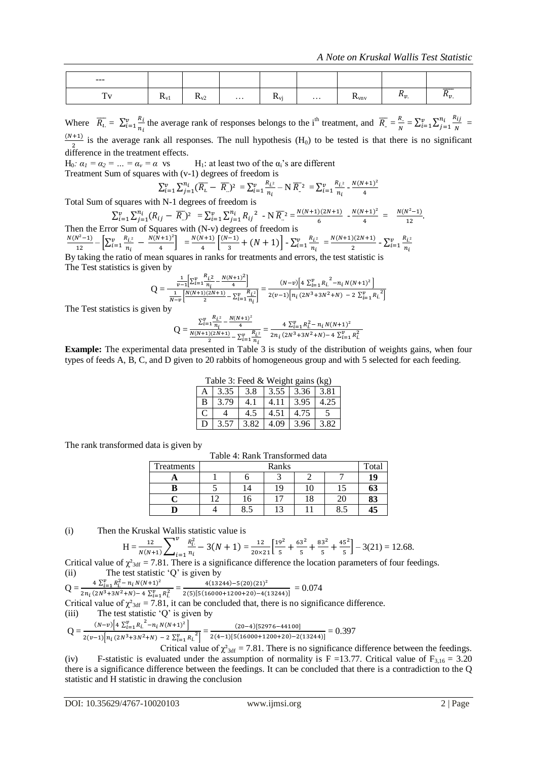| --- | | | | | | | | |
|---|---|---|---|---|---|---|---|---|
| Tv | $R_{v1}$ | $R_{v2}$ | … | $R_{vj}$ | … | $R_{vnv}$ | $R_{v.}$ | $\overline{R_{v.}}$ |

Where $\overline{R_{i.}} = \sum_{i=1}^{v} \frac{R_i}{n_i}$ the average rank of responses belongs to the i[th] treatment, and $\overline{R_{..}} = \frac{R_{..}}{N} = \sum_{i=1}^{v}\sum_{j=1}^{n_i} \frac{R_{ij}}{N} = \frac{(N+1)}{2}$ is the average rank all responses. The null hypothesis ($H_0$) to be tested is that there is no significant difference in the treatment effects.

$H_0$: $\alpha_1 = \alpha_2 = \ldots = \alpha_v = \alpha$ vs $H_1$: at least two of the $\alpha_i$'s are different

Treatment Sum of squares with (v-1) degrees of freedom is

$$\sum_{i=1}^{v}\sum_{j=1}^{n_i}(\overline{R_{i.}} - \overline{R_{..}})^2 = \sum_{i=1}^{v} \frac{R_{i.}^2}{n_i} - N\,\overline{R_{..}}^2 = \sum_{i=1}^{v} \frac{R_{i.}^2}{n_i} - \frac{N(N+1)^2}{4}$$

Total Sum of squares with N-1 degrees of freedom is

$$\sum_{i=1}^{v}\sum_{j=1}^{n_i}(R_{ij} - \overline{R_{..}})^2 = \sum_{i=1}^{v}\sum_{j=1}^{n_i} R_{ij}^2 - N\,\overline{R_{..}}^2 = \frac{N(N+1)(2N+1)}{6} - \frac{N(N+1)^2}{4} = \frac{N(N^2-1)}{12}.$$

Then the Error Sum of Squares with (N-v) degrees of freedom is

$$\frac{N(N^2-1)}{12} - \left[\sum_{i=1}^{v} \frac{R_{i.}^2}{n_i} - \frac{N(N+1)^2}{4}\right] = \frac{N(N+1)}{4}\left[\frac{(N-1)}{3} + (N+1)\right] - \sum_{i=1}^{v} \frac{R_{i.}^2}{n_i} = \frac{N(N+1)(2N+1)}{2} - \sum_{i=1}^{v} \frac{R_{i.}^2}{n_i}$$

By taking the ratio of mean squares in ranks for treatments and errors, the test statistic is

The Test statistics is given by

$$Q = \frac{\frac{1}{v-1}\left[\sum_{i=1}^{v} \frac{R_{i.}^2}{n_i} - \frac{N(N+1)^2}{4}\right]}{\frac{1}{N-v}\left[\frac{N(N+1)(2N+1)}{2} - \sum_{i=1}^{v} \frac{R_{i.}^2}{n_i}\right]} = \frac{(N-v)\left[4\sum_{i=1}^{v} R_{i.}^{\,2} - n_i N(N+1)^2\right]}{2(v-1)\left[n_i\,(2N^3+3N^2+N) - 2\sum_{i=1}^{v} R_{i.}^{\,2}\right]}$$

The Test statistics is given by

$$Q = \frac{\sum_{i=1}^{v} \frac{R_{i.}^2}{n_i} - \frac{N(N+1)^2}{4}}{\frac{N(N+1)(2N+1)}{2} - \sum_{i=1}^{v} \frac{R_{i.}^2}{n_i}} = \frac{4\sum_{i=1}^{v} R_{i.}^2 - n_i N(N+1)^2}{2n_i\,(2N^3+3N^2+N) - 4\sum_{i=1}^{v} R_{i.}^2}$$

**Example:** The experimental data presented in Table 3 is study of the distribution of weights gains, when four types of feeds A, B, C, and D given to 20 rabbits of homogeneous group and with 5 selected for each feeding.

Table 3: Feed & Weight gains (kg)

| | | | | | |
|---|---|---|---|---|---|
| A | 3.35 | 3.8 | 3.55 | 3.36 | 3.81 |
| B | 3.79 | 4.1 | 4.11 | 3.95 | 4.25 |
| C | 4 | 4.5 | 4.51 | 4.75 | 5 |
| D | 3.57 | 3.82 | 4.09 | 3.96 | 3.82 |

The rank transformed data is given by

Table 4: Rank Transformed data

| Treatments | Ranks | | | | | Total |
|---|---|---|---|---|---|---|
| **A** | 1 | 6 | 3 | 2 | 7 | **19** |
| **B** | 5 | 14 | 19 | 10 | 15 | **63** |
| **C** | 12 | 16 | 17 | 18 | 20 | **83** |
| **D** | 4 | 8.5 | 13 | 11 | 8.5 | **45** |

(i) Then the Kruskal Wallis statistic value is

$$H = \frac{12}{N(N+1)}\sum_{i=1}^{v} \frac{R_{i.}^2}{n_i} - 3(N+1) = \frac{12}{20\times 21}\left[\frac{19^2}{5} + \frac{63^2}{5} + \frac{83^2}{5} + \frac{45^2}{5}\right] - 3(21) = 12.68.$$

Critical value of $\chi^2_{3df} = 7.81$. There is a significance difference the location parameters of four feedings.

(ii) The test statistic 'Q' is given by

$$Q = \frac{4\sum_{i=1}^{v} R_{i.}^2 - n_i N(N+1)^2}{2n_i\,(2N^3+3N^2+N) - 4\sum_{i=1}^{v} R_{i.}^2} = \frac{4(13244) - 5(20)(21)^2}{2(5)[5(16000+1200+20) - 4(13244)]} = 0.074$$

Critical value of $\chi^2_{3df} = 7.81$, it can be concluded that, there is no significance difference.

(iii) The test statistic 'Q' is given by

$$Q = \frac{(N-v)\left[4\sum_{i=1}^{v} R_{i.}^{\,2} - n_i N(N+1)^2\right]}{2(v-1)\left[n_i\,(2N^3+3N^2+N) - 2\sum_{i=1}^{v} R_{i.}^{\,2}\right]} = \frac{(20-4)[52976-44100]}{2(4-1)[5(16000+1200+20) - 2(13244)]} = 0.397$$

Critical value of $\chi^2_{3df} = 7.81$. There is no significance difference between the feedings.

(iv) F-statistic is evaluated under the assumption of normality is F =13.77. Critical value of $F_{3,16} = 3.20$ there is a significance difference between the feedings. It can be concluded that there is a contradiction to the Q statistic and H statistic in drawing the conclusion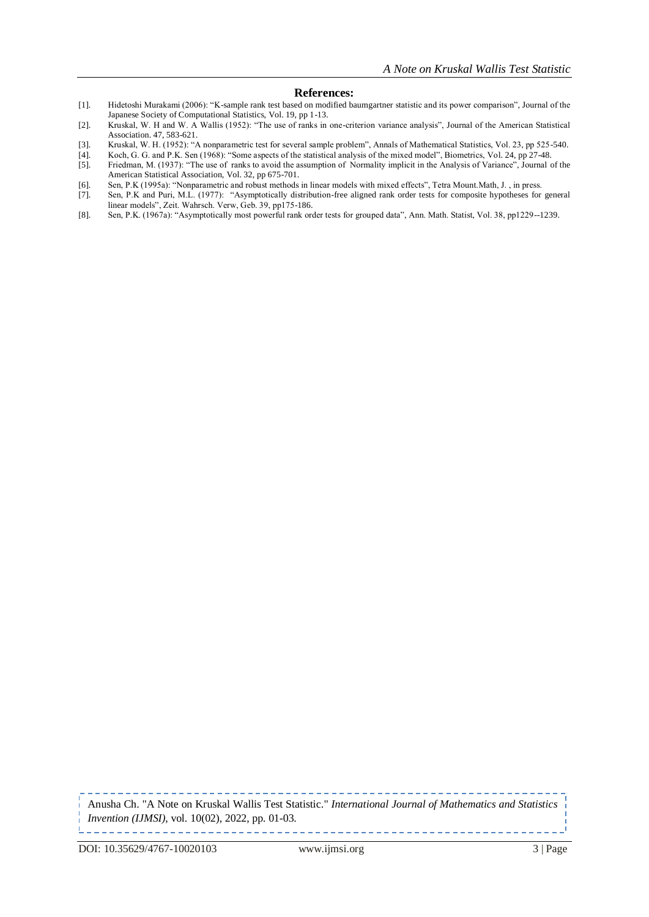## References:

[1]. Hidetoshi Murakami (2006): "K-sample rank test based on modified baumgartner statistic and its power comparison", Journal of the Japanese Society of Computational Statistics, Vol. 19, pp 1-13.

[2]. Kruskal, W. H and W. A Wallis (1952): "The use of ranks in one-criterion variance analysis", Journal of the American Statistical Association. 47, 583-621.

[3]. Kruskal, W. H. (1952): "A nonparametric test for several sample problem", Annals of Mathematical Statistics, Vol. 23, pp 525-540.

[4]. Koch, G. G. and P.K. Sen (1968): "Some aspects of the statistical analysis of the mixed model", Biometrics, Vol. 24, pp 27-48.

[5]. Friedman, M. (1937): "The use of ranks to avoid the assumption of Normality implicit in the Analysis of Variance", Journal of the American Statistical Association, Vol. 32, pp 675-701.

[6]. Sen, P.K (1995a): "Nonparametric and robust methods in linear models with mixed effects", Tetra Mount.Math, J. , in press.

[7]. Sen, P.K and Puri, M.L. (1977): "Asymptotically distribution-free aligned rank order tests for composite hypotheses for general linear models", Zeit. Wahrsch. Verw, Geb. 39, pp175-186.

[8]. Sen, P.K. (1967a): "Asymptotically most powerful rank order tests for grouped data", Ann. Math. Statist, Vol. 38, pp1229--1239.

Anusha Ch. "A Note on Kruskal Wallis Test Statistic." *International Journal of Mathematics and Statistics Invention (IJMSI)*, vol. 10(02), 2022, pp. 01-03.